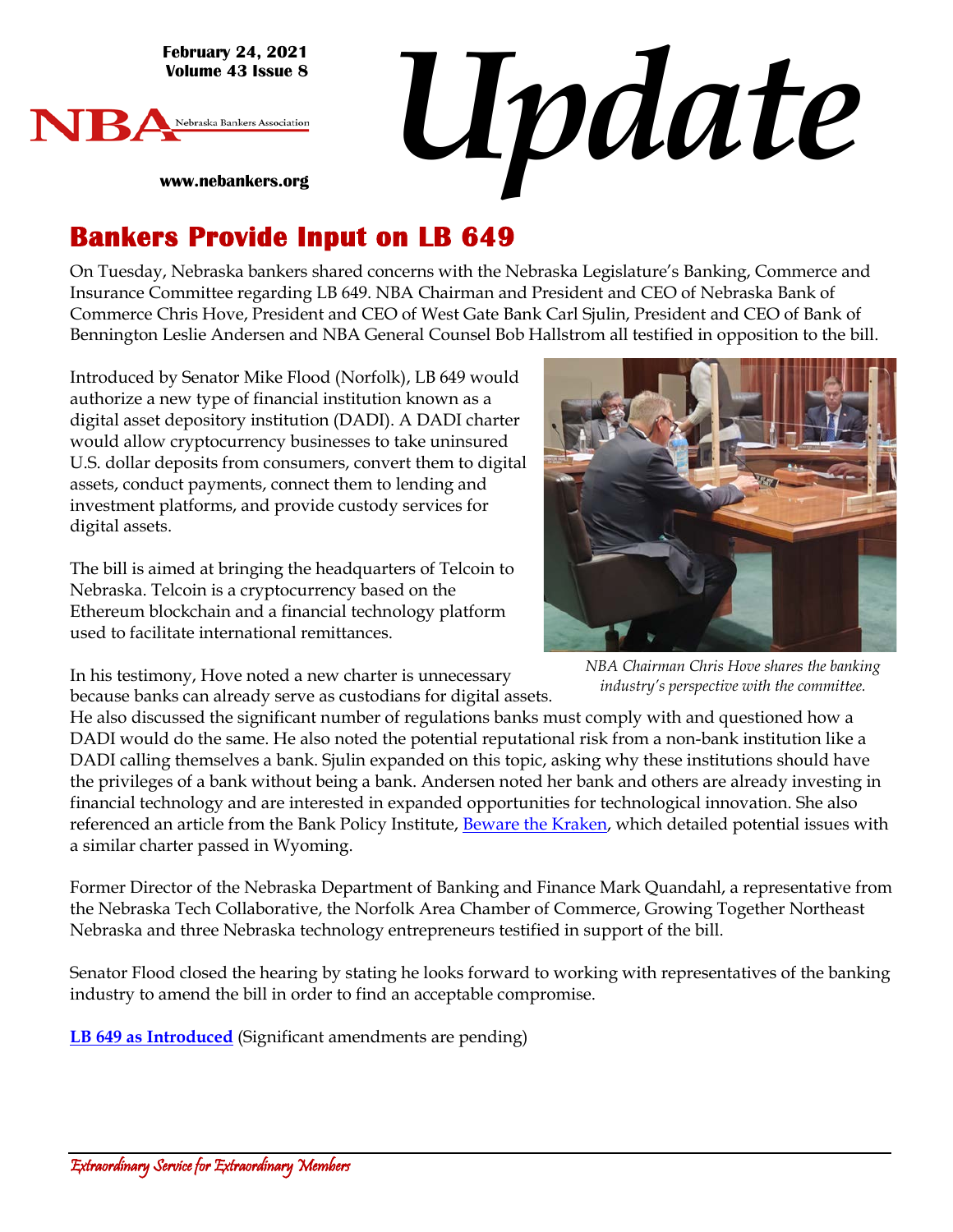February 24, 2021
Volume 43 Issue 8

NBA Nebraska Bankers Association

www.nebankers.org

# Update

## Bankers Provide Input on LB 649

On Tuesday, Nebraska bankers shared concerns with the Nebraska Legislature's Banking, Commerce and Insurance Committee regarding LB 649. NBA Chairman and President and CEO of Nebraska Bank of Commerce Chris Hove, President and CEO of West Gate Bank Carl Sjulin, President and CEO of Bank of Bennington Leslie Andersen and NBA General Counsel Bob Hallstrom all testified in opposition to the bill.

Introduced by Senator Mike Flood (Norfolk), LB 649 would authorize a new type of financial institution known as a digital asset depository institution (DADI). A DADI charter would allow cryptocurrency businesses to take uninsured U.S. dollar deposits from consumers, convert them to digital assets, conduct payments, connect them to lending and investment platforms, and provide custody services for digital assets.

The bill is aimed at bringing the headquarters of Telcoin to Nebraska. Telcoin is a cryptocurrency based on the Ethereum blockchain and a financial technology platform used to facilitate international remittances.

*NBA Chairman Chris Hove shares the banking industry's perspective with the committee.*

In his testimony, Hove noted a new charter is unnecessary because banks can already serve as custodians for digital assets. He also discussed the significant number of regulations banks must comply with and questioned how a DADI would do the same. He also noted the potential reputational risk from a non-bank institution like a DADI calling themselves a bank. Sjulin expanded on this topic, asking why these institutions should have the privileges of a bank without being a bank. Andersen noted her bank and others are already investing in financial technology and are interested in expanded opportunities for technological innovation. She also referenced an article from the Bank Policy Institute, Beware the Kraken, which detailed potential issues with a similar charter passed in Wyoming.

Former Director of the Nebraska Department of Banking and Finance Mark Quandahl, a representative from the Nebraska Tech Collaborative, the Norfolk Area Chamber of Commerce, Growing Together Northeast Nebraska and three Nebraska technology entrepreneurs testified in support of the bill.

Senator Flood closed the hearing by stating he looks forward to working with representatives of the banking industry to amend the bill in order to find an acceptable compromise.

**LB 649 as Introduced** (Significant amendments are pending)

*Extraordinary Service for Extraordinary Members*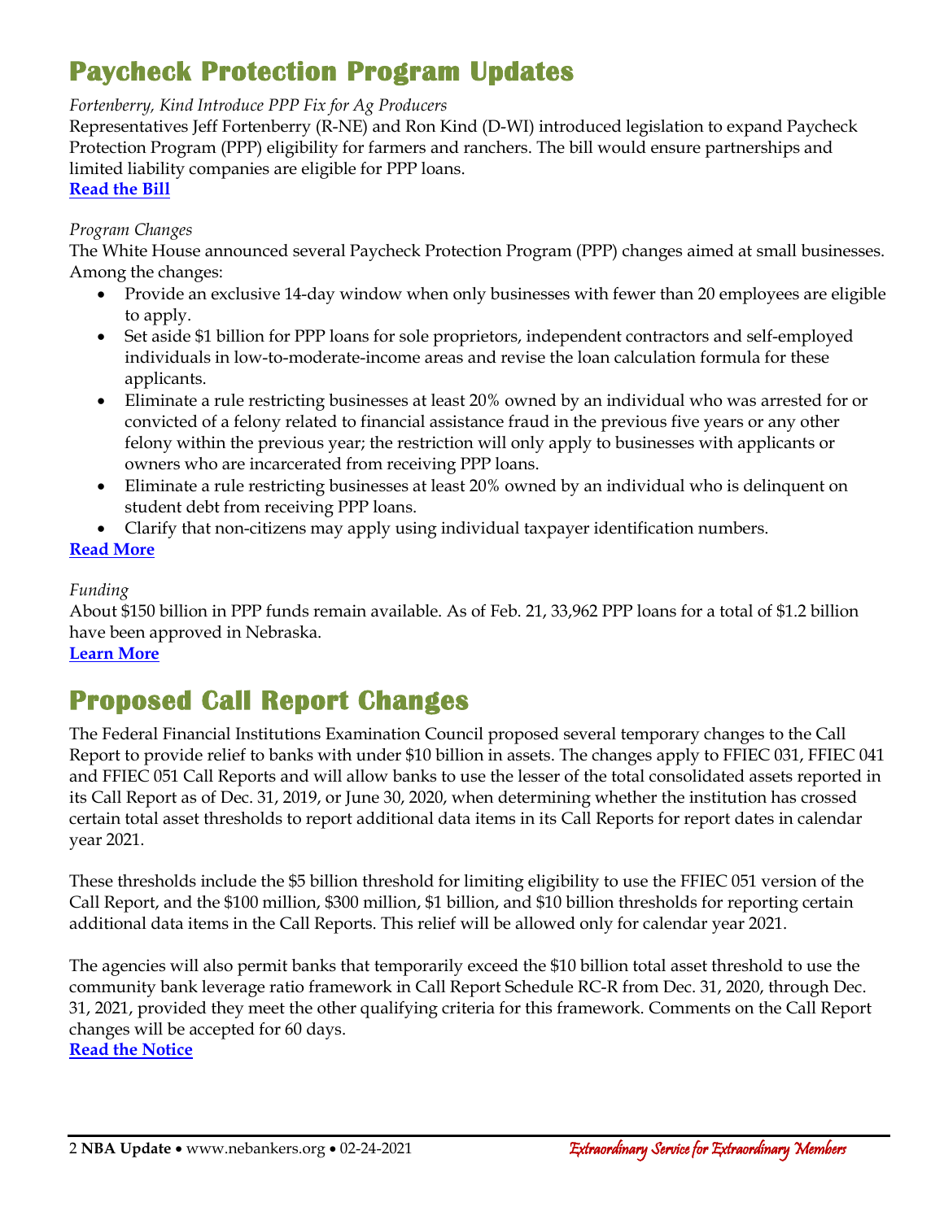# Paycheck Protection Program Updates

*Fortenberry, Kind Introduce PPP Fix for Ag Producers*

Representatives Jeff Fortenberry (R-NE) and Ron Kind (D-WI) introduced legislation to expand Paycheck Protection Program (PPP) eligibility for farmers and ranchers. The bill would ensure partnerships and limited liability companies are eligible for PPP loans.

**Read the Bill**

*Program Changes*

The White House announced several Paycheck Protection Program (PPP) changes aimed at small businesses. Among the changes:

- Provide an exclusive 14-day window when only businesses with fewer than 20 employees are eligible to apply.
- Set aside $1 billion for PPP loans for sole proprietors, independent contractors and self-employed individuals in low-to-moderate-income areas and revise the loan calculation formula for these applicants.
- Eliminate a rule restricting businesses at least 20% owned by an individual who was arrested for or convicted of a felony related to financial assistance fraud in the previous five years or any other felony within the previous year; the restriction will only apply to businesses with applicants or owners who are incarcerated from receiving PPP loans.
- Eliminate a rule restricting businesses at least 20% owned by an individual who is delinquent on student debt from receiving PPP loans.
- Clarify that non-citizens may apply using individual taxpayer identification numbers.

**Read More**

*Funding*

About $150 billion in PPP funds remain available. As of Feb. 21, 33,962 PPP loans for a total of $1.2 billion have been approved in Nebraska.

**Learn More**

# Proposed Call Report Changes

The Federal Financial Institutions Examination Council proposed several temporary changes to the Call Report to provide relief to banks with under $10 billion in assets. The changes apply to FFIEC 031, FFIEC 041 and FFIEC 051 Call Reports and will allow banks to use the lesser of the total consolidated assets reported in its Call Report as of Dec. 31, 2019, or June 30, 2020, when determining whether the institution has crossed certain total asset thresholds to report additional data items in its Call Reports for report dates in calendar year 2021.

These thresholds include the $5 billion threshold for limiting eligibility to use the FFIEC 051 version of the Call Report, and the $100 million, $300 million, $1 billion, and $10 billion thresholds for reporting certain additional data items in the Call Reports. This relief will be allowed only for calendar year 2021.

The agencies will also permit banks that temporarily exceed the $10 billion total asset threshold to use the community bank leverage ratio framework in Call Report Schedule RC-R from Dec. 31, 2020, through Dec. 31, 2021, provided they meet the other qualifying criteria for this framework. Comments on the Call Report changes will be accepted for 60 days.

**Read the Notice**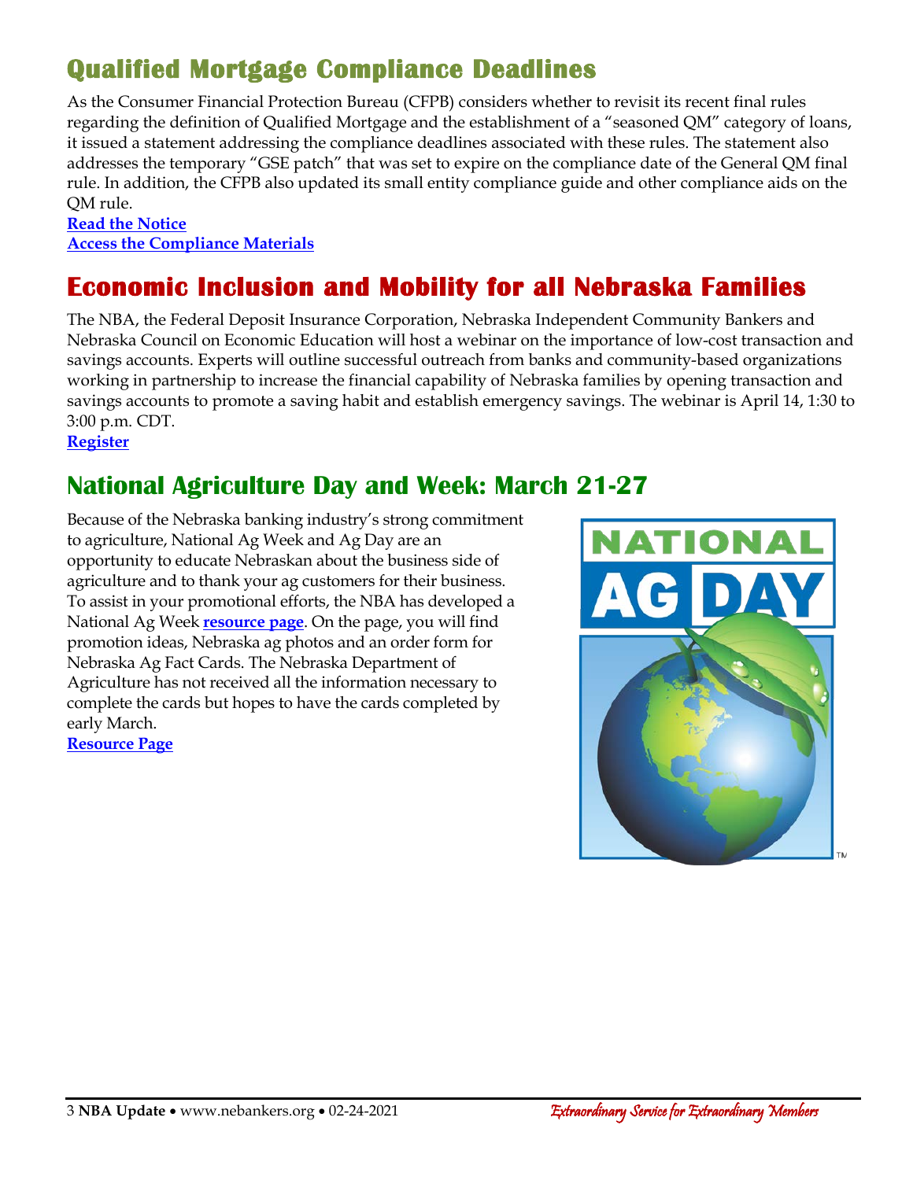## Qualified Mortgage Compliance Deadlines

As the Consumer Financial Protection Bureau (CFPB) considers whether to revisit its recent final rules regarding the definition of Qualified Mortgage and the establishment of a "seasoned QM" category of loans, it issued a statement addressing the compliance deadlines associated with these rules. The statement also addresses the temporary "GSE patch" that was set to expire on the compliance date of the General QM final rule. In addition, the CFPB also updated its small entity compliance guide and other compliance aids on the QM rule.

**Read the Notice**
**Access the Compliance Materials**

## Economic Inclusion and Mobility for all Nebraska Families

The NBA, the Federal Deposit Insurance Corporation, Nebraska Independent Community Bankers and Nebraska Council on Economic Education will host a webinar on the importance of low-cost transaction and savings accounts. Experts will outline successful outreach from banks and community-based organizations working in partnership to increase the financial capability of Nebraska families by opening transaction and savings accounts to promote a saving habit and establish emergency savings. The webinar is April 14, 1:30 to 3:00 p.m. CDT.

**Register**

## National Agriculture Day and Week: March 21-27

Because of the Nebraska banking industry's strong commitment to agriculture, National Ag Week and Ag Day are an opportunity to educate Nebraskan about the business side of agriculture and to thank your ag customers for their business. To assist in your promotional efforts, the NBA has developed a National Ag Week **resource page**. On the page, you will find promotion ideas, Nebraska ag photos and an order form for Nebraska Ag Fact Cards. The Nebraska Department of Agriculture has not received all the information necessary to complete the cards but hopes to have the cards completed by early March.

**Resource Page**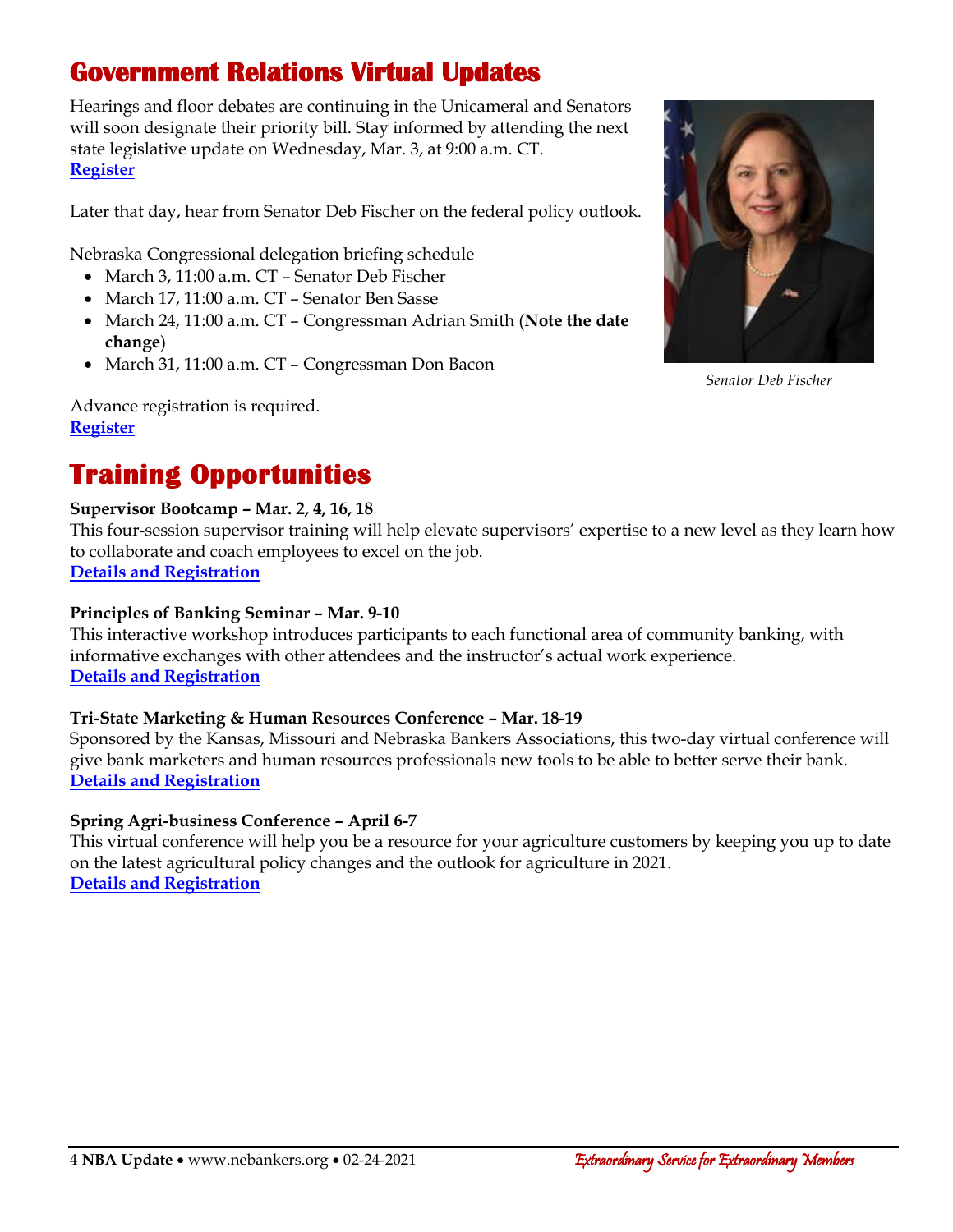## Government Relations Virtual Updates

Hearings and floor debates are continuing in the Unicameral and Senators will soon designate their priority bill. Stay informed by attending the next state legislative update on Wednesday, Mar. 3, at 9:00 a.m. CT.
**Register**

Later that day, hear from Senator Deb Fischer on the federal policy outlook.

Nebraska Congressional delegation briefing schedule

- March 3, 11:00 a.m. CT – Senator Deb Fischer
- March 17, 11:00 a.m. CT – Senator Ben Sasse
- March 24, 11:00 a.m. CT – Congressman Adrian Smith (**Note the date change**)
- March 31, 11:00 a.m. CT – Congressman Don Bacon

*Senator Deb Fischer*

Advance registration is required.
**Register**

## Training Opportunities

**Supervisor Bootcamp – Mar. 2, 4, 16, 18**
This four-session supervisor training will help elevate supervisors' expertise to a new level as they learn how to collaborate and coach employees to excel on the job.
**Details and Registration**

**Principles of Banking Seminar – Mar. 9-10**
This interactive workshop introduces participants to each functional area of community banking, with informative exchanges with other attendees and the instructor's actual work experience.
**Details and Registration**

**Tri-State Marketing & Human Resources Conference – Mar. 18-19**
Sponsored by the Kansas, Missouri and Nebraska Bankers Associations, this two-day virtual conference will give bank marketers and human resources professionals new tools to be able to better serve their bank.
**Details and Registration**

**Spring Agri-business Conference – April 6-7**
This virtual conference will help you be a resource for your agriculture customers by keeping you up to date on the latest agricultural policy changes and the outlook for agriculture in 2021.
**Details and Registration**